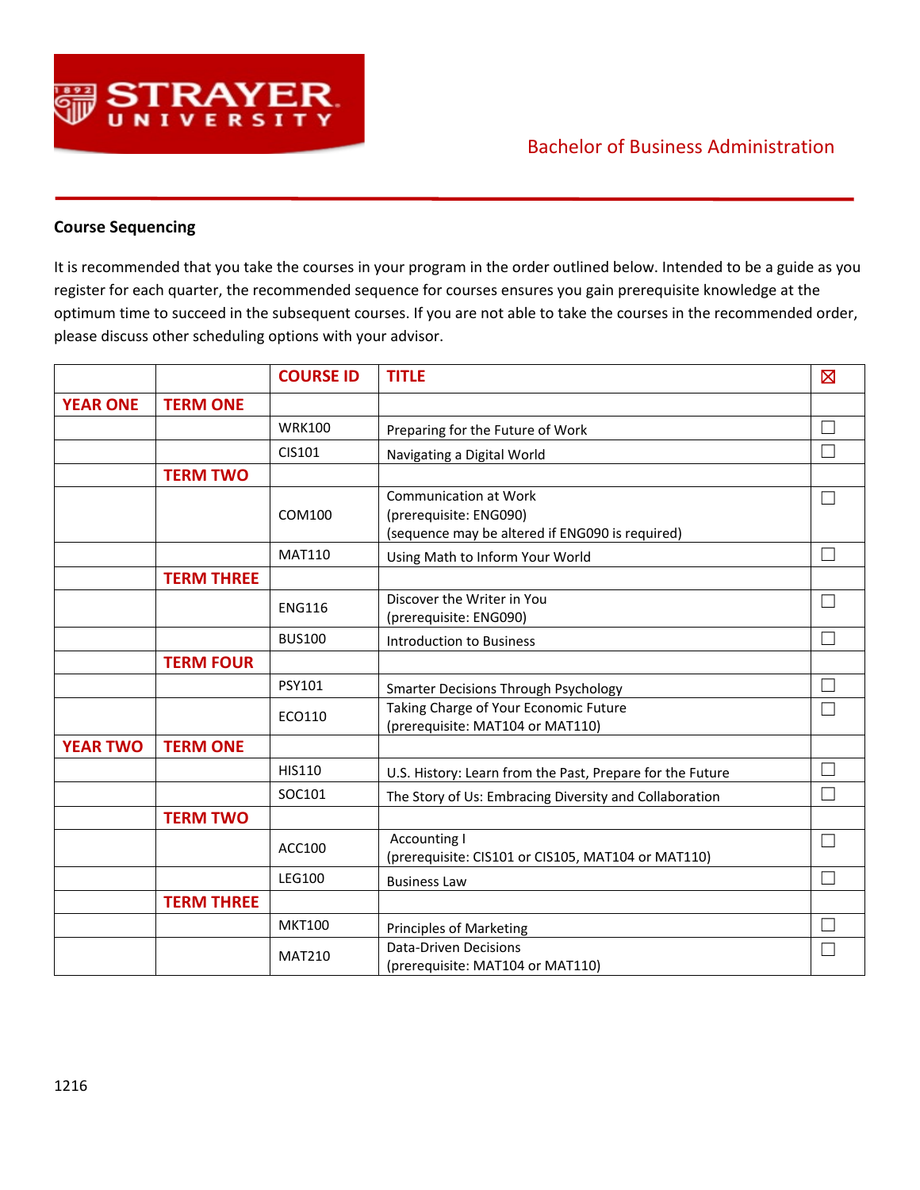# Bachelor of Business Administration

## Course Sequencing

It is recommended that you take the courses in your program in the order outlined below. Intended to be a guide as you register for each quarter, the recommended sequence for courses ensures you gain prerequisite knowledge at the optimum time to succeed in the subsequent courses. If you are not able to take the courses in the recommended order, please discuss other scheduling options with your advisor.

| | | COURSE ID | TITLE | ☒ |
|---|---|---|---|---|
| YEAR ONE | TERM ONE | | | |
| | | WRK100 | Preparing for the Future of Work | ☐ |
| | | CIS101 | Navigating a Digital World | ☐ |
| | TERM TWO | | | |
| | | COM100 | Communication at Work<br>(prerequisite: ENG090)<br>(sequence may be altered if ENG090 is required) | ☐ |
| | | MAT110 | Using Math to Inform Your World | ☐ |
| | TERM THREE | | | |
| | | ENG116 | Discover the Writer in You<br>(prerequisite: ENG090) | ☐ |
| | | BUS100 | Introduction to Business | ☐ |
| | TERM FOUR | | | |
| | | PSY101 | Smarter Decisions Through Psychology | ☐ |
| | | ECO110 | Taking Charge of Your Economic Future<br>(prerequisite: MAT104 or MAT110) | ☐ |
| YEAR TWO | TERM ONE | | | |
| | | HIS110 | U.S. History: Learn from the Past, Prepare for the Future | ☐ |
| | | SOC101 | The Story of Us: Embracing Diversity and Collaboration | ☐ |
| | TERM TWO | | | |
| | | ACC100 | Accounting I<br>(prerequisite: CIS101 or CIS105, MAT104 or MAT110) | ☐ |
| | | LEG100 | Business Law | ☐ |
| | TERM THREE | | | |
| | | MKT100 | Principles of Marketing | ☐ |
| | | MAT210 | Data-Driven Decisions<br>(prerequisite: MAT104 or MAT110) | ☐ |

1216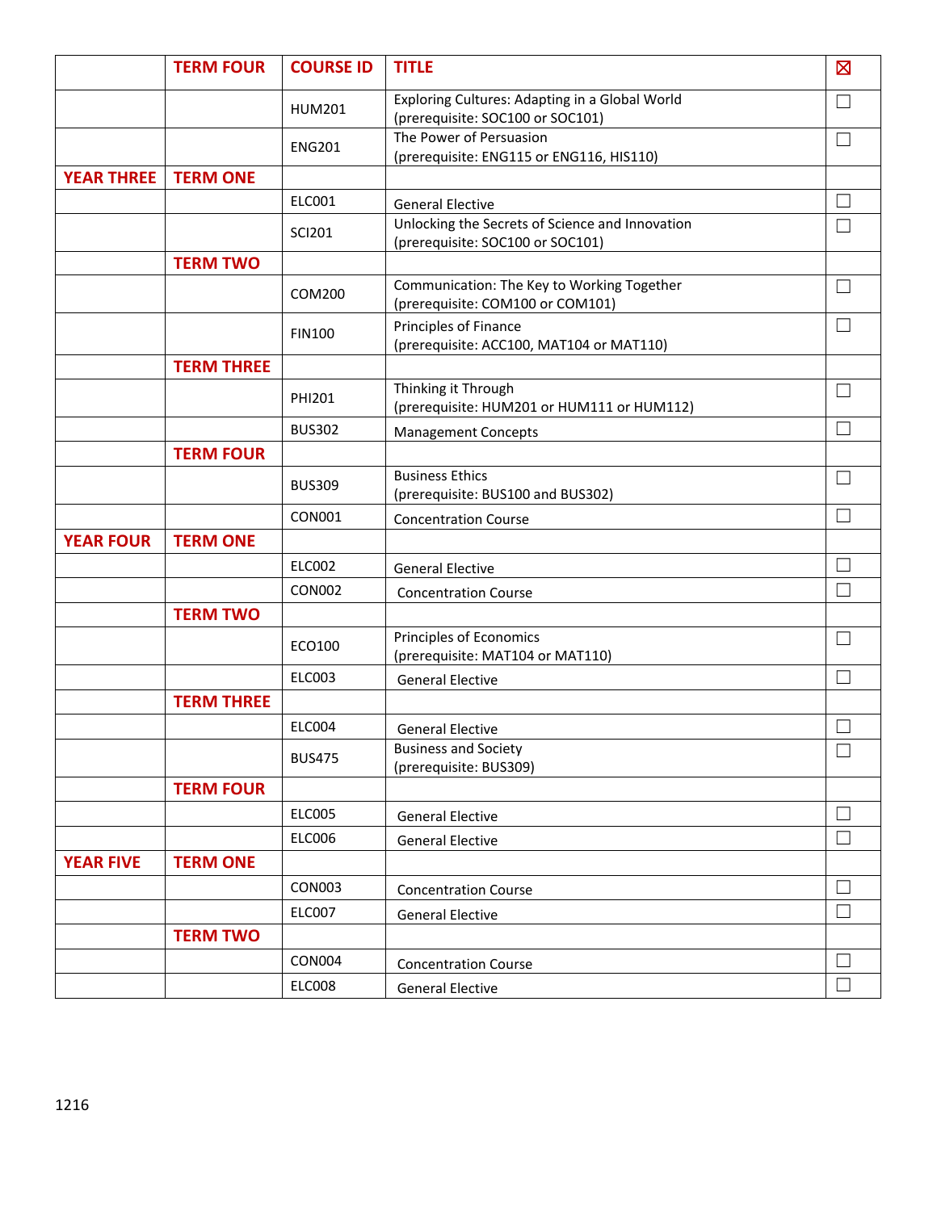|  | TERM FOUR | COURSE ID | TITLE | ☒ |
|---|---|---|---|---|
|  |  | HUM201 | Exploring Cultures: Adapting in a Global World (prerequisite: SOC100 or SOC101) | ☐ |
|  |  | ENG201 | The Power of Persuasion (prerequisite: ENG115 or ENG116, HIS110) | ☐ |
| YEAR THREE | TERM ONE |  |  |  |
|  |  | ELC001 | General Elective | ☐ |
|  |  | SCI201 | Unlocking the Secrets of Science and Innovation (prerequisite: SOC100 or SOC101) | ☐ |
|  | TERM TWO |  |  |  |
|  |  | COM200 | Communication: The Key to Working Together (prerequisite: COM100 or COM101) | ☐ |
|  |  | FIN100 | Principles of Finance (prerequisite: ACC100, MAT104 or MAT110) | ☐ |
|  | TERM THREE |  |  |  |
|  |  | PHI201 | Thinking it Through (prerequisite: HUM201 or HUM111 or HUM112) | ☐ |
|  |  | BUS302 | Management Concepts | ☐ |
|  | TERM FOUR |  |  |  |
|  |  | BUS309 | Business Ethics (prerequisite: BUS100 and BUS302) | ☐ |
|  |  | CON001 | Concentration Course | ☐ |
| YEAR FOUR | TERM ONE |  |  |  |
|  |  | ELC002 | General Elective | ☐ |
|  |  | CON002 | Concentration Course | ☐ |
|  | TERM TWO |  |  |  |
|  |  | ECO100 | Principles of Economics (prerequisite: MAT104 or MAT110) | ☐ |
|  |  | ELC003 | General Elective | ☐ |
|  | TERM THREE |  |  |  |
|  |  | ELC004 | General Elective | ☐ |
|  |  | BUS475 | Business and Society (prerequisite: BUS309) | ☐ |
|  | TERM FOUR |  |  |  |
|  |  | ELC005 | General Elective | ☐ |
|  |  | ELC006 | General Elective | ☐ |
| YEAR FIVE | TERM ONE |  |  |  |
|  |  | CON003 | Concentration Course | ☐ |
|  |  | ELC007 | General Elective | ☐ |
|  | TERM TWO |  |  |  |
|  |  | CON004 | Concentration Course | ☐ |
|  |  | ELC008 | General Elective | ☐ |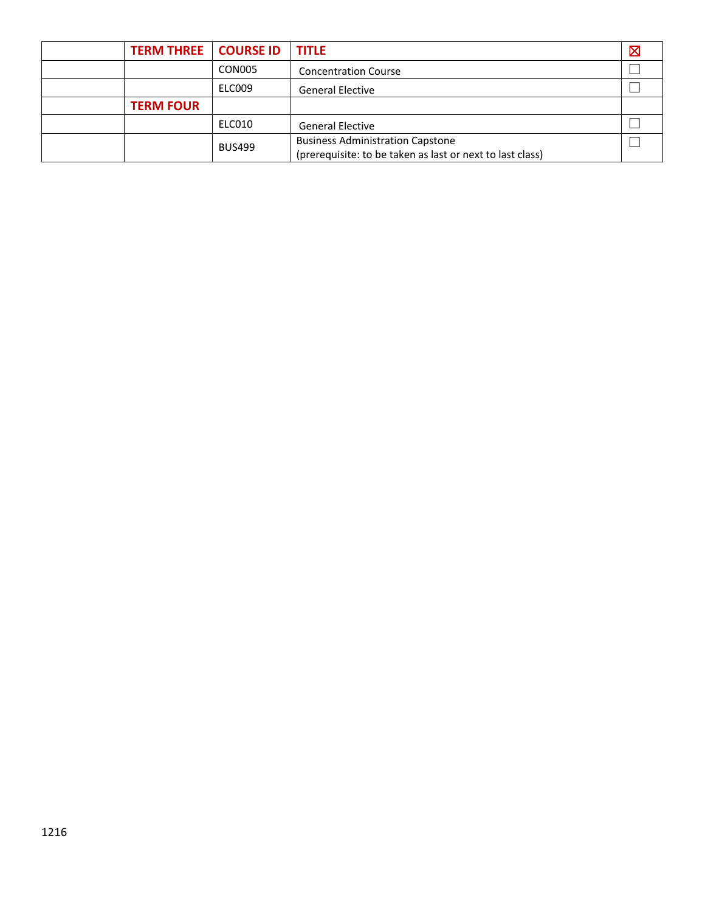| | TERM THREE | COURSE ID | TITLE | ☒ |
|---|---|---|---|---|
| | | CON005 | Concentration Course | ☐ |
| | | ELC009 | General Elective | ☐ |
| | TERM FOUR | | | |
| | | ELC010 | General Elective | ☐ |
| | | BUS499 | Business Administration Capstone (prerequisite: to be taken as last or next to last class) | ☐ |